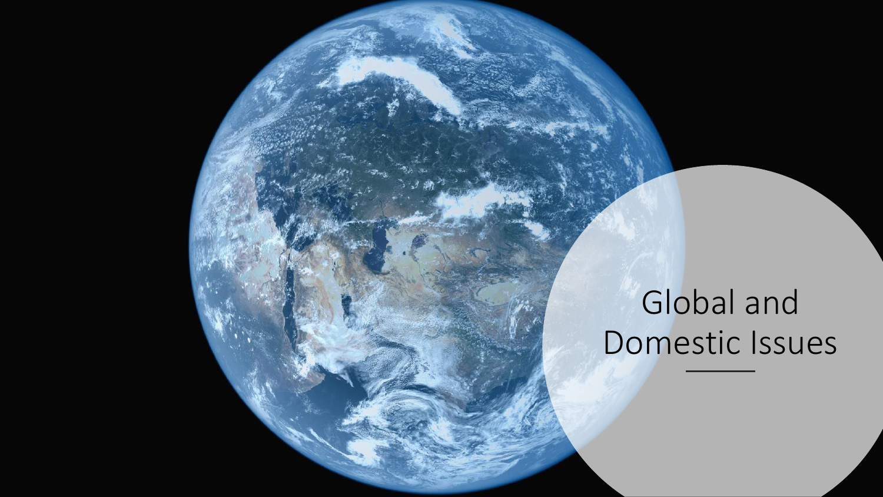# Global and Domestic Issues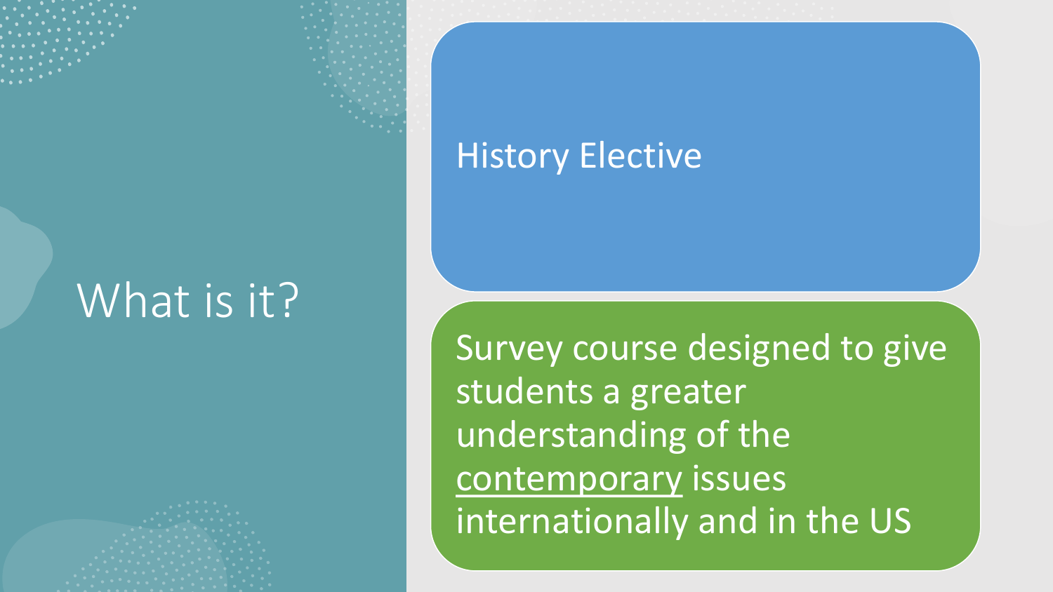# What is it?

History Elective

Survey course designed to give students a greater understanding of the <u>contemporary</u> issues internationally and in the US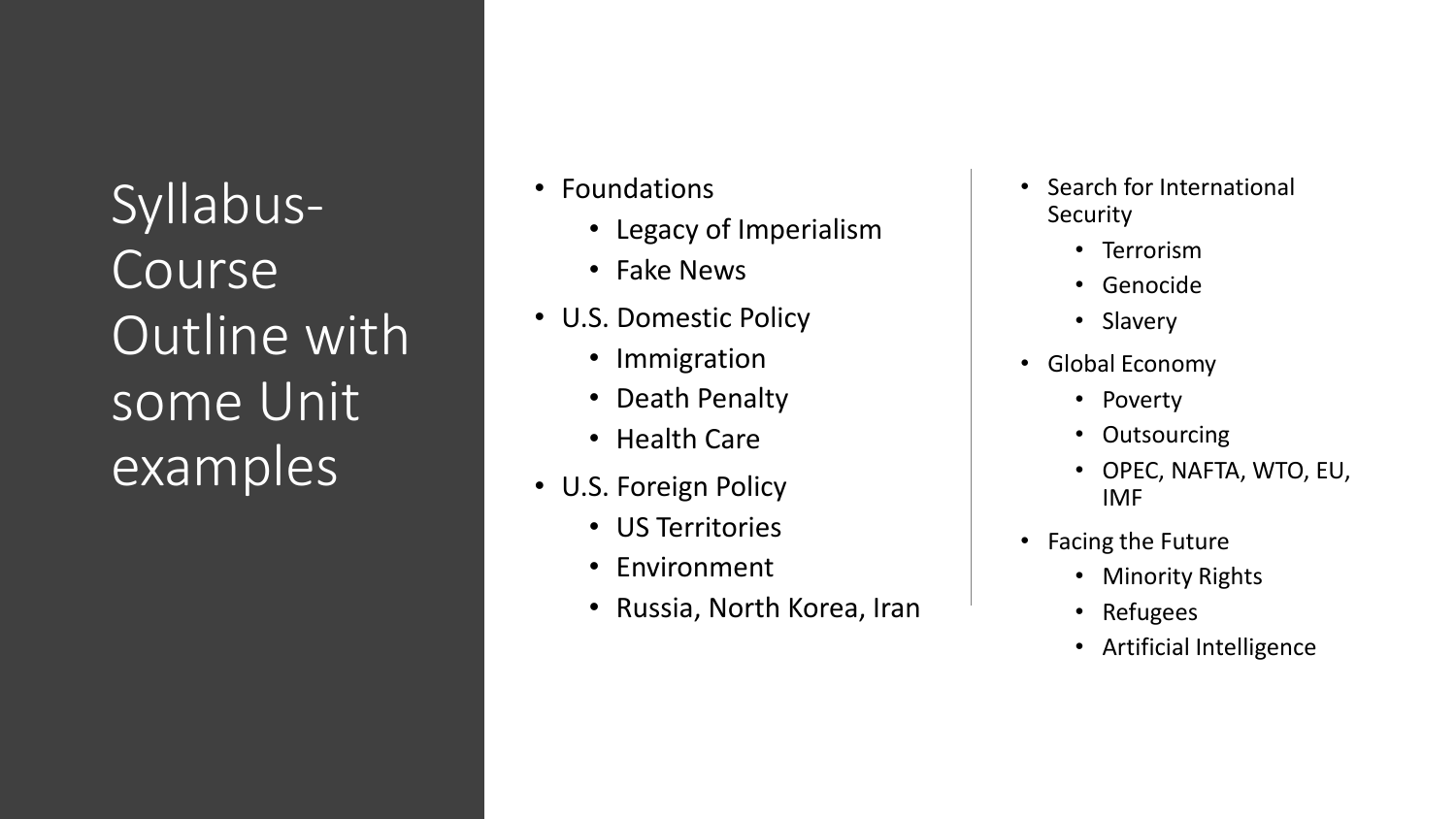# Syllabus- Course Outline with some Unit examples

- Foundations
  - Legacy of Imperialism
  - Fake News
- U.S. Domestic Policy
  - Immigration
  - Death Penalty
  - Health Care
- U.S. Foreign Policy
  - US Territories
  - Environment
  - Russia, North Korea, Iran
- Search for International Security
  - Terrorism
  - Genocide
  - Slavery
- Global Economy
  - Poverty
  - Outsourcing
  - OPEC, NAFTA, WTO, EU, IMF
- Facing the Future
  - Minority Rights
  - Refugees
  - Artificial Intelligence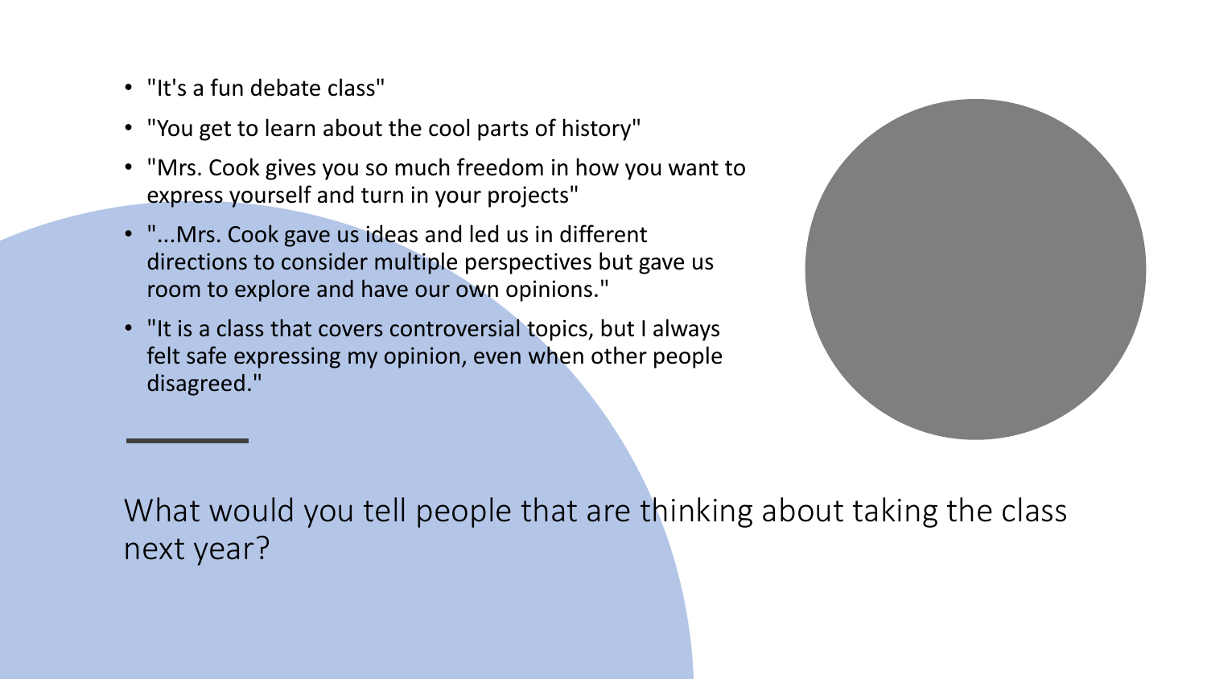- "It's a fun debate class"
- "You get to learn about the cool parts of history"
- "Mrs. Cook gives you so much freedom in how you want to express yourself and turn in your projects"
- "...Mrs. Cook gave us ideas and led us in different directions to consider multiple perspectives but gave us room to explore and have our own opinions."
- "It is a class that covers controversial topics, but I always felt safe expressing my opinion, even when other people disagreed."

What would you tell people that are thinking about taking the class next year?